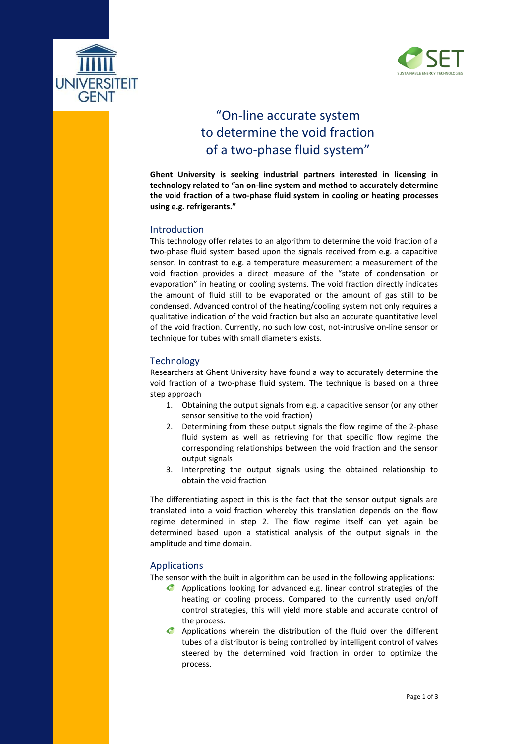# "On-line accurate system to determine the void fraction of a two-phase fluid system"

**Ghent University is seeking industrial partners interested in licensing in technology related to "an on-line system and method to accurately determine the void fraction of a two-phase fluid system in cooling or heating processes using e.g. refrigerants."**

## Introduction

This technology offer relates to an algorithm to determine the void fraction of a two-phase fluid system based upon the signals received from e.g. a capacitive sensor. In contrast to e.g. a temperature measurement a measurement of the void fraction provides a direct measure of the "state of condensation or evaporation" in heating or cooling systems. The void fraction directly indicates the amount of fluid still to be evaporated or the amount of gas still to be condensed. Advanced control of the heating/cooling system not only requires a qualitative indication of the void fraction but also an accurate quantitative level of the void fraction. Currently, no such low cost, not-intrusive on-line sensor or technique for tubes with small diameters exists.

## Technology

Researchers at Ghent University have found a way to accurately determine the void fraction of a two-phase fluid system. The technique is based on a three step approach

1. Obtaining the output signals from e.g. a capacitive sensor (or any other sensor sensitive to the void fraction)
2. Determining from these output signals the flow regime of the 2-phase fluid system as well as retrieving for that specific flow regime the corresponding relationships between the void fraction and the sensor output signals
3. Interpreting the output signals using the obtained relationship to obtain the void fraction

The differentiating aspect in this is the fact that the sensor output signals are translated into a void fraction whereby this translation depends on the flow regime determined in step 2. The flow regime itself can yet again be determined based upon a statistical analysis of the output signals in the amplitude and time domain.

## Applications

The sensor with the built in algorithm can be used in the following applications:

- Applications looking for advanced e.g. linear control strategies of the heating or cooling process. Compared to the currently used on/off control strategies, this will yield more stable and accurate control of the process.
- Applications wherein the distribution of the fluid over the different tubes of a distributor is being controlled by intelligent control of valves steered by the determined void fraction in order to optimize the process.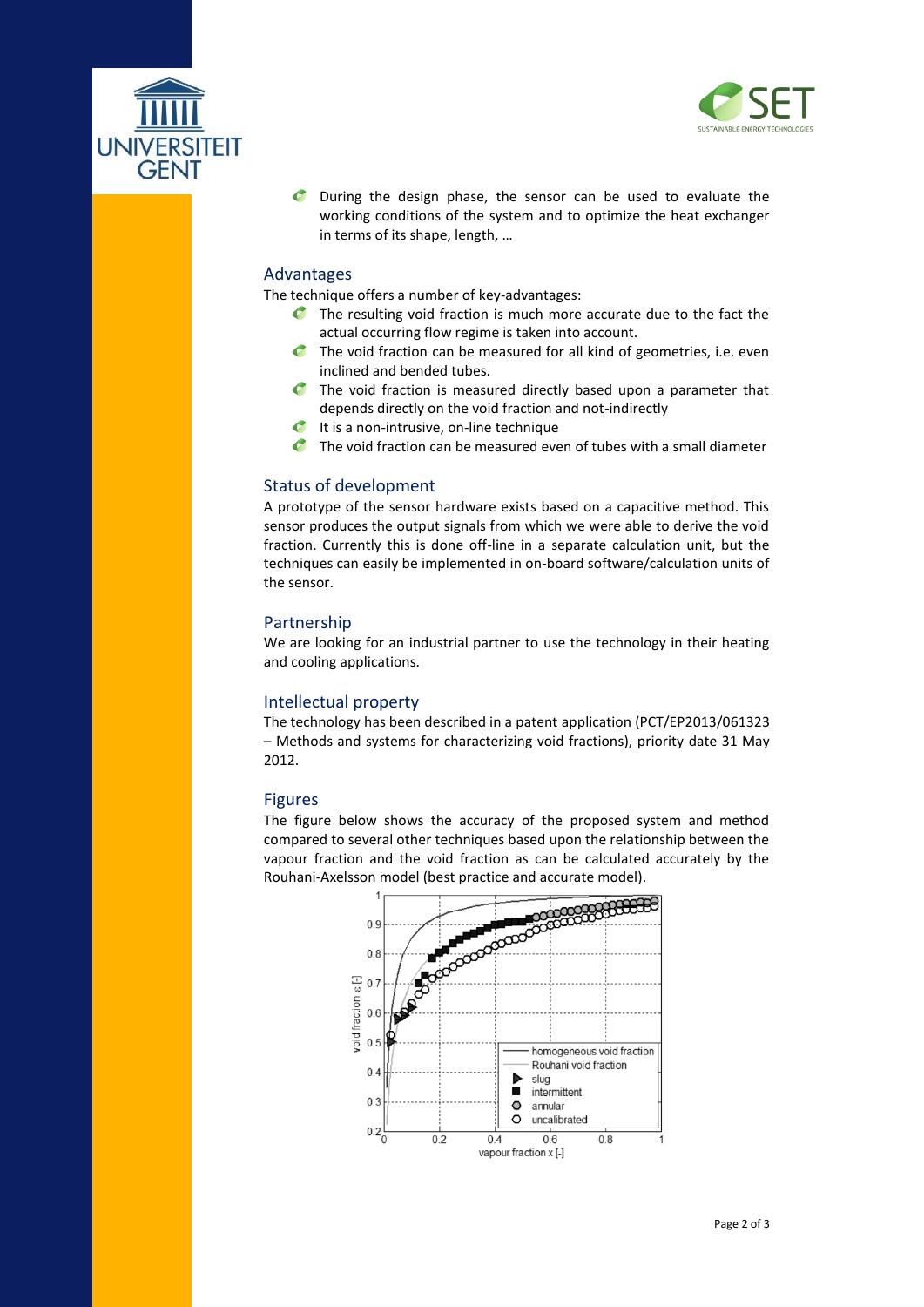- During the design phase, the sensor can be used to evaluate the working conditions of the system and to optimize the heat exchanger in terms of its shape, length, …

## Advantages

The technique offers a number of key-advantages:

- The resulting void fraction is much more accurate due to the fact the actual occurring flow regime is taken into account.
- The void fraction can be measured for all kind of geometries, i.e. even inclined and bended tubes.
- The void fraction is measured directly based upon a parameter that depends directly on the void fraction and not-indirectly
- It is a non-intrusive, on-line technique
- The void fraction can be measured even of tubes with a small diameter

## Status of development

A prototype of the sensor hardware exists based on a capacitive method. This sensor produces the output signals from which we were able to derive the void fraction. Currently this is done off-line in a separate calculation unit, but the techniques can easily be implemented in on-board software/calculation units of the sensor.

## Partnership

We are looking for an industrial partner to use the technology in their heating and cooling applications.

## Intellectual property

The technology has been described in a patent application (PCT/EP2013/061323 – Methods and systems for characterizing void fractions), priority date 31 May 2012.

## Figures

The figure below shows the accuracy of the proposed system and method compared to several other techniques based upon the relationship between the vapour fraction and the void fraction as can be calculated accurately by the Rouhani-Axelsson model (best practice and accurate model).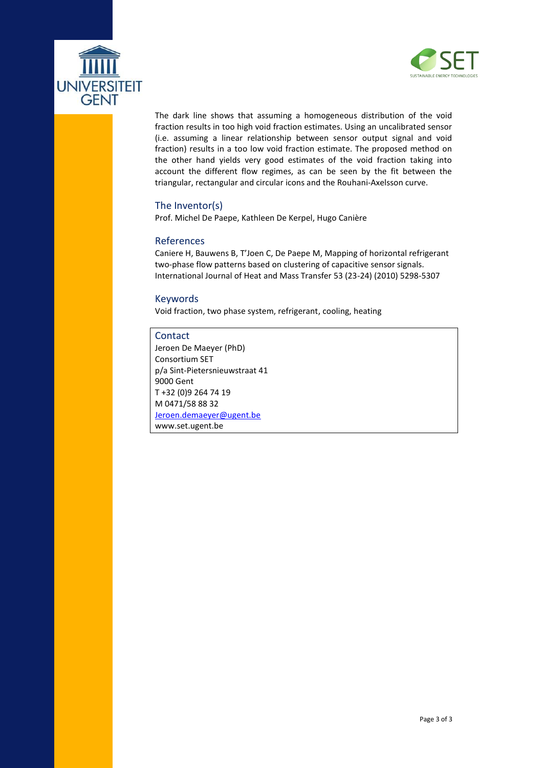The dark line shows that assuming a homogeneous distribution of the void fraction results in too high void fraction estimates. Using an uncalibrated sensor (i.e. assuming a linear relationship between sensor output signal and void fraction) results in a too low void fraction estimate. The proposed method on the other hand yields very good estimates of the void fraction taking into account the different flow regimes, as can be seen by the fit between the triangular, rectangular and circular icons and the Rouhani-Axelsson curve.

## The Inventor(s)

Prof. Michel De Paepe, Kathleen De Kerpel, Hugo Canière

## References

Caniere H, Bauwens B, T'Joen C, De Paepe M, Mapping of horizontal refrigerant two-phase flow patterns based on clustering of capacitive sensor signals. International Journal of Heat and Mass Transfer 53 (23-24) (2010) 5298-5307

## Keywords

Void fraction, two phase system, refrigerant, cooling, heating

## Contact

Jeroen De Maeyer (PhD)
Consortium SET
p/a Sint-Pietersnieuwstraat 41
9000 Gent
T +32 (0)9 264 74 19
M 0471/58 88 32
Jeroen.demaeyer@ugent.be
www.set.ugent.be